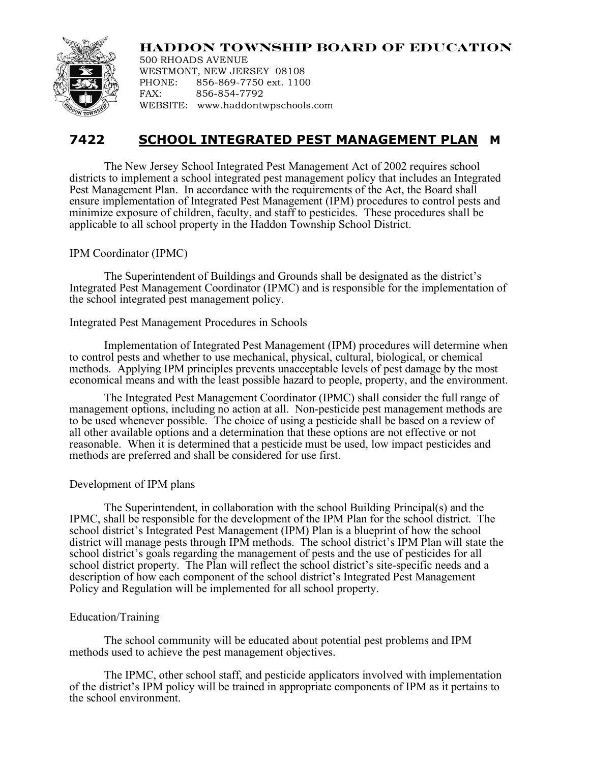# HADDON TOWNSHIP BOARD OF EDUCATION

500 RHOADS AVENUE
WESTMONT, NEW JERSEY 08108
PHONE: 856-869-7750 ext. 1100
FAX: 856-854-7792
WEBSITE: www.haddontwpschools.com

## 7422 SCHOOL INTEGRATED PEST MANAGEMENT PLAN M

The New Jersey School Integrated Pest Management Act of 2002 requires school districts to implement a school integrated pest management policy that includes an Integrated Pest Management Plan. In accordance with the requirements of the Act, the Board shall ensure implementation of Integrated Pest Management (IPM) procedures to control pests and minimize exposure of children, faculty, and staff to pesticides. These procedures shall be applicable to all school property in the Haddon Township School District.

IPM Coordinator (IPMC)

The Superintendent of Buildings and Grounds shall be designated as the district's Integrated Pest Management Coordinator (IPMC) and is responsible for the implementation of the school integrated pest management policy.

Integrated Pest Management Procedures in Schools

Implementation of Integrated Pest Management (IPM) procedures will determine when to control pests and whether to use mechanical, physical, cultural, biological, or chemical methods. Applying IPM principles prevents unacceptable levels of pest damage by the most economical means and with the least possible hazard to people, property, and the environment.

The Integrated Pest Management Coordinator (IPMC) shall consider the full range of management options, including no action at all. Non-pesticide pest management methods are to be used whenever possible. The choice of using a pesticide shall be based on a review of all other available options and a determination that these options are not effective or not reasonable. When it is determined that a pesticide must be used, low impact pesticides and methods are preferred and shall be considered for use first.

Development of IPM plans

The Superintendent, in collaboration with the school Building Principal(s) and the IPMC, shall be responsible for the development of the IPM Plan for the school district. The school district's Integrated Pest Management (IPM) Plan is a blueprint of how the school district will manage pests through IPM methods. The school district's IPM Plan will state the school district's goals regarding the management of pests and the use of pesticides for all school district property. The Plan will reflect the school district's site-specific needs and a description of how each component of the school district's Integrated Pest Management Policy and Regulation will be implemented for all school property.

Education/Training

The school community will be educated about potential pest problems and IPM methods used to achieve the pest management objectives.

The IPMC, other school staff, and pesticide applicators involved with implementation of the district's IPM policy will be trained in appropriate components of IPM as it pertains to the school environment.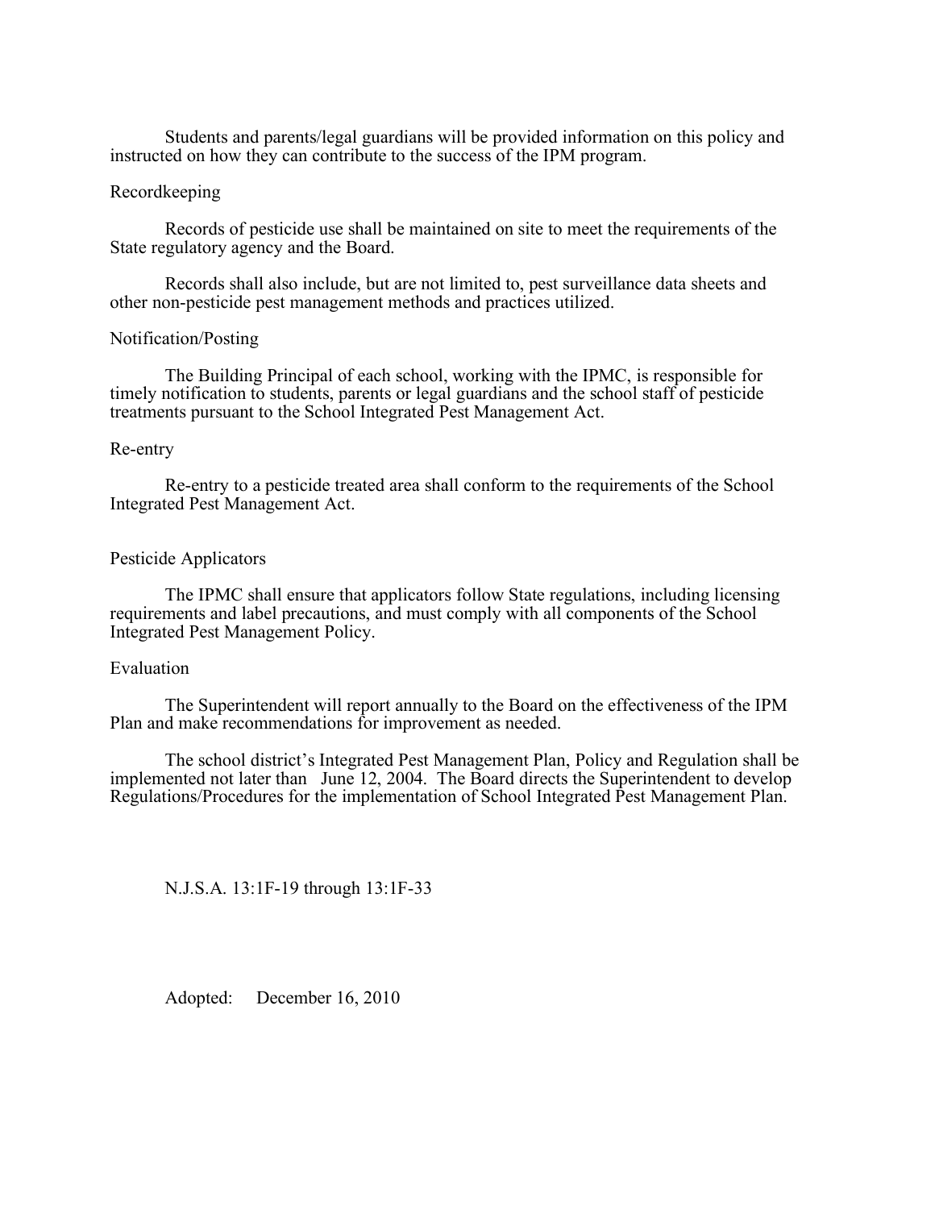Students and parents/legal guardians will be provided information on this policy and instructed on how they can contribute to the success of the IPM program.

## Recordkeeping

Records of pesticide use shall be maintained on site to meet the requirements of the State regulatory agency and the Board.

Records shall also include, but are not limited to, pest surveillance data sheets and other non-pesticide pest management methods and practices utilized.

## Notification/Posting

The Building Principal of each school, working with the IPMC, is responsible for timely notification to students, parents or legal guardians and the school staff of pesticide treatments pursuant to the School Integrated Pest Management Act.

## Re-entry

Re-entry to a pesticide treated area shall conform to the requirements of the School Integrated Pest Management Act.

## Pesticide Applicators

The IPMC shall ensure that applicators follow State regulations, including licensing requirements and label precautions, and must comply with all components of the School Integrated Pest Management Policy.

## Evaluation

The Superintendent will report annually to the Board on the effectiveness of the IPM Plan and make recommendations for improvement as needed.

The school district's Integrated Pest Management Plan, Policy and Regulation shall be implemented not later than June 12, 2004. The Board directs the Superintendent to develop Regulations/Procedures for the implementation of School Integrated Pest Management Plan.

N.J.S.A. 13:1F-19 through 13:1F-33

Adopted: December 16, 2010